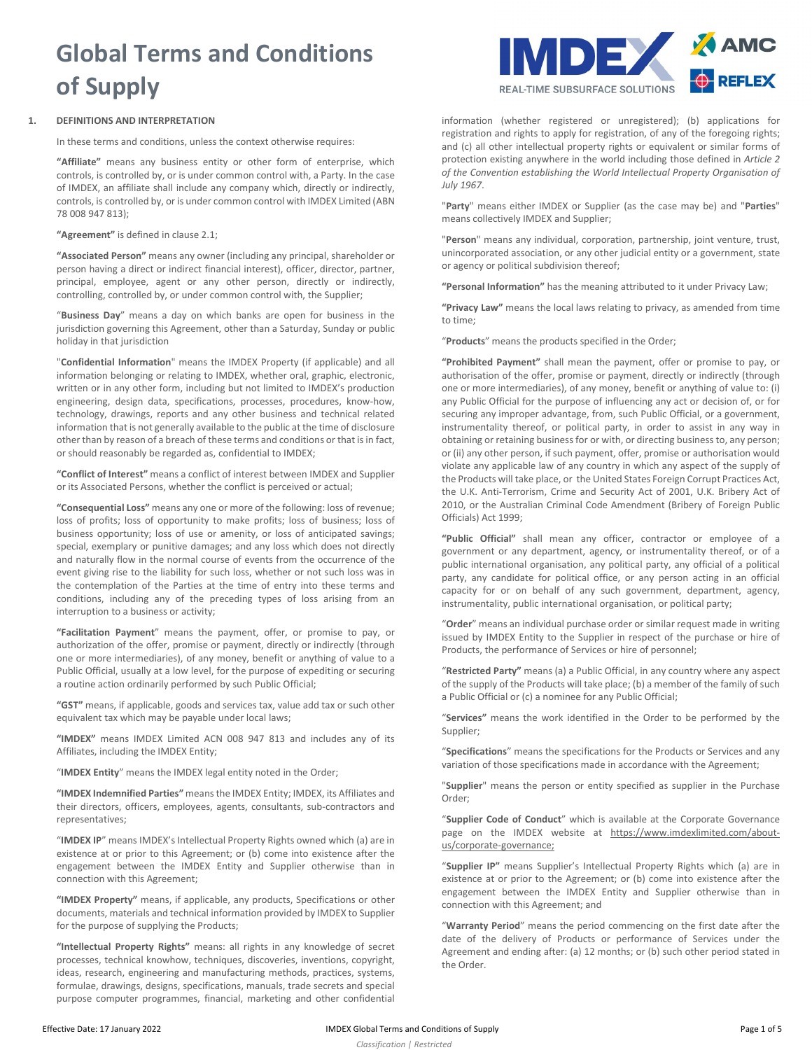# Global Terms and Conditions of Supply

## 1. DEFINITIONS AND INTERPRETATION

In these terms and conditions, unless the context otherwise requires:

**"Affiliate"** means any business entity or other form of enterprise, which controls, is controlled by, or is under common control with, a Party. In the case of IMDEX, an affiliate shall include any company which, directly or indirectly, controls, is controlled by, or is under common control with IMDEX Limited (ABN 78 008 947 813);

**"Agreement"** is defined in clause 2.1;

**"Associated Person"** means any owner (including any principal, shareholder or person having a direct or indirect financial interest), officer, director, partner, principal, employee, agent or any other person, directly or indirectly, controlling, controlled by, or under common control with, the Supplier;

"**Business Day**" means a day on which banks are open for business in the jurisdiction governing this Agreement, other than a Saturday, Sunday or public holiday in that jurisdiction

"**Confidential Information**" means the IMDEX Property (if applicable) and all information belonging or relating to IMDEX, whether oral, graphic, electronic, written or in any other form, including but not limited to IMDEX's production engineering, design data, specifications, processes, procedures, know-how, technology, drawings, reports and any other business and technical related information that is not generally available to the public at the time of disclosure other than by reason of a breach of these terms and conditions or that is in fact, or should reasonably be regarded as, confidential to IMDEX;

**"Conflict of Interest"** means a conflict of interest between IMDEX and Supplier or its Associated Persons, whether the conflict is perceived or actual;

**"Consequential Loss"** means any one or more of the following: loss of revenue; loss of profits; loss of opportunity to make profits; loss of business; loss of business opportunity; loss of use or amenity, or loss of anticipated savings; special, exemplary or punitive damages; and any loss which does not directly and naturally flow in the normal course of events from the occurrence of the event giving rise to the liability for such loss, whether or not such loss was in the contemplation of the Parties at the time of entry into these terms and conditions, including any of the preceding types of loss arising from an interruption to a business or activity;

**"Facilitation Payment"** means the payment, offer, or promise to pay, or authorization of the offer, promise or payment, directly or indirectly (through one or more intermediaries), of any money, benefit or anything of value to a Public Official, usually at a low level, for the purpose of expediting or securing a routine action ordinarily performed by such Public Official;

**"GST"** means, if applicable, goods and services tax, value add tax or such other equivalent tax which may be payable under local laws;

**"IMDEX"** means IMDEX Limited ACN 008 947 813 and includes any of its Affiliates, including the IMDEX Entity;

"**IMDEX Entity**" means the IMDEX legal entity noted in the Order;

**"IMDEX Indemnified Parties"** means the IMDEX Entity; IMDEX, its Affiliates and their directors, officers, employees, agents, consultants, sub-contractors and representatives;

"**IMDEX IP**" means IMDEX's Intellectual Property Rights owned which (a) are in existence at or prior to this Agreement; or (b) come into existence after the engagement between the IMDEX Entity and Supplier otherwise than in connection with this Agreement;

**"IMDEX Property"** means, if applicable, any products, Specifications or other documents, materials and technical information provided by IMDEX to Supplier for the purpose of supplying the Products;

**"Intellectual Property Rights"** means: all rights in any knowledge of secret processes, technical knowhow, techniques, discoveries, inventions, copyright, ideas, research, engineering and manufacturing methods, practices, systems, formulae, drawings, designs, specifications, manuals, trade secrets and special purpose computer programmes, financial, marketing and other confidential information (whether registered or unregistered); (b) applications for registration and rights to apply for registration, of any of the foregoing rights; and (c) all other intellectual property rights or equivalent or similar forms of protection existing anywhere in the world including those defined in *Article 2 of the Convention establishing the World Intellectual Property Organisation of July 1967*.

"**Party**" means either IMDEX or Supplier (as the case may be) and "**Parties**" means collectively IMDEX and Supplier;

"**Person**" means any individual, corporation, partnership, joint venture, trust, unincorporated association, or any other judicial entity or a government, state or agency or political subdivision thereof;

**"Personal Information"** has the meaning attributed to it under Privacy Law;

**"Privacy Law"** means the local laws relating to privacy, as amended from time to time;

"**Products**" means the products specified in the Order;

**"Prohibited Payment"** shall mean the payment, offer or promise to pay, or authorisation of the offer, promise or payment, directly or indirectly (through one or more intermediaries), of any money, benefit or anything of value to: (i) any Public Official for the purpose of influencing any act or decision of, or for securing any improper advantage, from, such Public Official, or a government, instrumentality thereof, or political party, in order to assist in any way in obtaining or retaining business for or with, or directing business to, any person; or (ii) any other person, if such payment, offer, promise or authorisation would violate any applicable law of any country in which any aspect of the supply of the Products will take place, or the United States Foreign Corrupt Practices Act, the U.K. Anti-Terrorism, Crime and Security Act of 2001, U.K. Bribery Act of 2010, or the Australian Criminal Code Amendment (Bribery of Foreign Public Officials) Act 1999;

**"Public Official"** shall mean any officer, contractor or employee of a government or any department, agency, or instrumentality thereof, or of a public international organisation, any political party, any official of a political party, any candidate for political office, or any person acting in an official capacity for or on behalf of any such government, department, agency, instrumentality, public international organisation, or political party;

"**Order**" means an individual purchase order or similar request made in writing issued by IMDEX Entity to the Supplier in respect of the purchase or hire of Products, the performance of Services or hire of personnel;

"**Restricted Party**" means (a) a Public Official, in any country where any aspect of the supply of the Products will take place; (b) a member of the family of such a Public Official or (c) a nominee for any Public Official;

"**Services**" means the work identified in the Order to be performed by the Supplier;

"**Specifications**" means the specifications for the Products or Services and any variation of those specifications made in accordance with the Agreement;

"**Supplier**" means the person or entity specified as supplier in the Purchase Order;

"**Supplier Code of Conduct**" which is available at the Corporate Governance page on the IMDEX website at https://www.imdexlimited.com/about-us/corporate-governance;

"**Supplier IP**" means Supplier's Intellectual Property Rights which (a) are in existence at or prior to the Agreement; or (b) come into existence after the engagement between the IMDEX Entity and Supplier otherwise than in connection with this Agreement; and

"**Warranty Period**" means the period commencing on the first date after the date of the delivery of Products or performance of Services under the Agreement and ending after: (a) 12 months; or (b) such other period stated in the Order.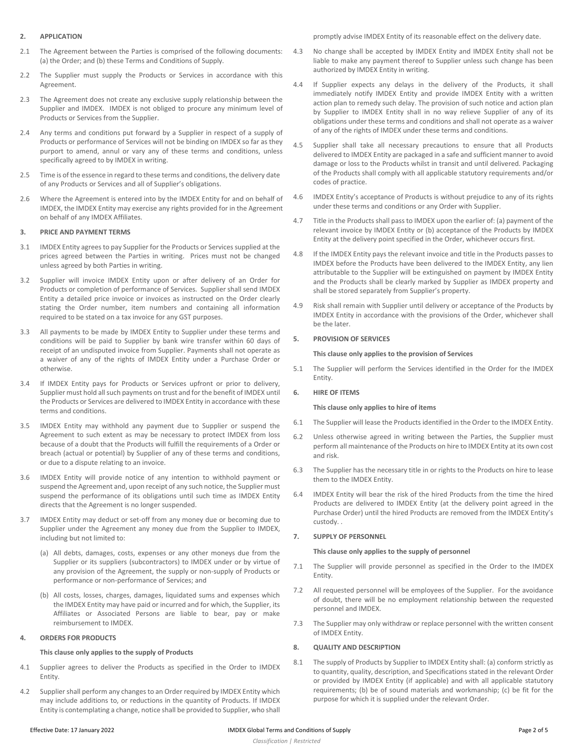## 2. APPLICATION

2.1 The Agreement between the Parties is comprised of the following documents: (a) the Order; and (b) these Terms and Conditions of Supply.

2.2 The Supplier must supply the Products or Services in accordance with this Agreement.

2.3 The Agreement does not create any exclusive supply relationship between the Supplier and IMDEX. IMDEX is not obliged to procure any minimum level of Products or Services from the Supplier.

2.4 Any terms and conditions put forward by a Supplier in respect of a supply of Products or performance of Services will not be binding on IMDEX so far as they purport to amend, annul or vary any of these terms and conditions, unless specifically agreed to by IMDEX in writing.

2.5 Time is of the essence in regard to these terms and conditions, the delivery date of any Products or Services and all of Supplier's obligations.

2.6 Where the Agreement is entered into by the IMDEX Entity for and on behalf of IMDEX, the IMDEX Entity may exercise any rights provided for in the Agreement on behalf of any IMDEX Affiliates.

## 3. PRICE AND PAYMENT TERMS

3.1 IMDEX Entity agrees to pay Supplier for the Products or Services supplied at the prices agreed between the Parties in writing. Prices must not be changed unless agreed by both Parties in writing.

3.2 Supplier will invoice IMDEX Entity upon or after delivery of an Order for Products or completion of performance of Services. Supplier shall send IMDEX Entity a detailed price invoice or invoices as instructed on the Order clearly stating the Order number, item numbers and containing all information required to be stated on a tax invoice for any GST purposes.

3.3 All payments to be made by IMDEX Entity to Supplier under these terms and conditions will be paid to Supplier by bank wire transfer within 60 days of receipt of an undisputed invoice from Supplier. Payments shall not operate as a waiver of any of the rights of IMDEX Entity under a Purchase Order or otherwise.

3.4 If IMDEX Entity pays for Products or Services upfront or prior to delivery, Supplier must hold all such payments on trust and for the benefit of IMDEX until the Products or Services are delivered to IMDEX Entity in accordance with these terms and conditions.

3.5 IMDEX Entity may withhold any payment due to Supplier or suspend the Agreement to such extent as may be necessary to protect IMDEX from loss because of a doubt that the Products will fulfill the requirements of a Order or breach (actual or potential) by Supplier of any of these terms and conditions, or due to a dispute relating to an invoice.

3.6 IMDEX Entity will provide notice of any intention to withhold payment or suspend the Agreement and, upon receipt of any such notice, the Supplier must suspend the performance of its obligations until such time as IMDEX Entity directs that the Agreement is no longer suspended.

3.7 IMDEX Entity may deduct or set-off from any money due or becoming due to Supplier under the Agreement any money due from the Supplier to IMDEX, including but not limited to:

(a) All debts, damages, costs, expenses or any other moneys due from the Supplier or its suppliers (subcontractors) to IMDEX under or by virtue of any provision of the Agreement, the supply or non-supply of Products or performance or non-performance of Services; and

(b) All costs, losses, charges, damages, liquidated sums and expenses which the IMDEX Entity may have paid or incurred and for which, the Supplier, its Affiliates or Associated Persons are liable to bear, pay or make reimbursement to IMDEX.

## 4. ORDERS FOR PRODUCTS

**This clause only applies to the supply of Products**

4.1 Supplier agrees to deliver the Products as specified in the Order to IMDEX Entity.

4.2 Supplier shall perform any changes to an Order required by IMDEX Entity which may include additions to, or reductions in the quantity of Products. If IMDEX Entity is contemplating a change, notice shall be provided to Supplier, who shall promptly advise IMDEX Entity of its reasonable effect on the delivery date.

4.3 No change shall be accepted by IMDEX Entity and IMDEX Entity shall not be liable to make any payment thereof to Supplier unless such change has been authorized by IMDEX Entity in writing.

4.4 If Supplier expects any delays in the delivery of the Products, it shall immediately notify IMDEX Entity and provide IMDEX Entity with a written action plan to remedy such delay. The provision of such notice and action plan by Supplier to IMDEX Entity shall in no way relieve Supplier of any of its obligations under these terms and conditions and shall not operate as a waiver of any of the rights of IMDEX under these terms and conditions.

4.5 Supplier shall take all necessary precautions to ensure that all Products delivered to IMDEX Entity are packaged in a safe and sufficient manner to avoid damage or loss to the Products whilst in transit and until delivered. Packaging of the Products shall comply with all applicable statutory requirements and/or codes of practice.

4.6 IMDEX Entity's acceptance of Products is without prejudice to any of its rights under these terms and conditions or any Order with Supplier.

4.7 Title in the Products shall pass to IMDEX upon the earlier of: (a) payment of the relevant invoice by IMDEX Entity or (b) acceptance of the Products by IMDEX Entity at the delivery point specified in the Order, whichever occurs first.

4.8 If the IMDEX Entity pays the relevant invoice and title in the Products passes to IMDEX before the Products have been delivered to the IMDEX Entity, any lien attributable to the Supplier will be extinguished on payment by IMDEX Entity and the Products shall be clearly marked by Supplier as IMDEX property and shall be stored separately from Supplier's property.

4.9 Risk shall remain with Supplier until delivery or acceptance of the Products by IMDEX Entity in accordance with the provisions of the Order, whichever shall be the later.

## 5. PROVISION OF SERVICES

**This clause only applies to the provision of Services**

5.1 The Supplier will perform the Services identified in the Order for the IMDEX Entity.

## 6. HIRE OF ITEMS

**This clause only applies to hire of items**

6.1 The Supplier will lease the Products identified in the Order to the IMDEX Entity.

6.2 Unless otherwise agreed in writing between the Parties, the Supplier must perform all maintenance of the Products on hire to IMDEX Entity at its own cost and risk.

6.3 The Supplier has the necessary title in or rights to the Products on hire to lease them to the IMDEX Entity.

6.4 IMDEX Entity will bear the risk of the hired Products from the time the hired Products are delivered to IMDEX Entity (at the delivery point agreed in the Purchase Order) until the hired Products are removed from the IMDEX Entity's custody. .

## 7. SUPPLY OF PERSONNEL

**This clause only applies to the supply of personnel**

7.1 The Supplier will provide personnel as specified in the Order to the IMDEX Entity.

7.2 All requested personnel will be employees of the Supplier. For the avoidance of doubt, there will be no employment relationship between the requested personnel and IMDEX.

7.3 The Supplier may only withdraw or replace personnel with the written consent of IMDEX Entity.

## 8. QUALITY AND DESCRIPTION

8.1 The supply of Products by Supplier to IMDEX Entity shall: (a) conform strictly as to quantity, quality, description, and Specifications stated in the relevant Order or provided by IMDEX Entity (if applicable) and with all applicable statutory requirements; (b) be of sound materials and workmanship; (c) be fit for the purpose for which it is supplied under the relevant Order.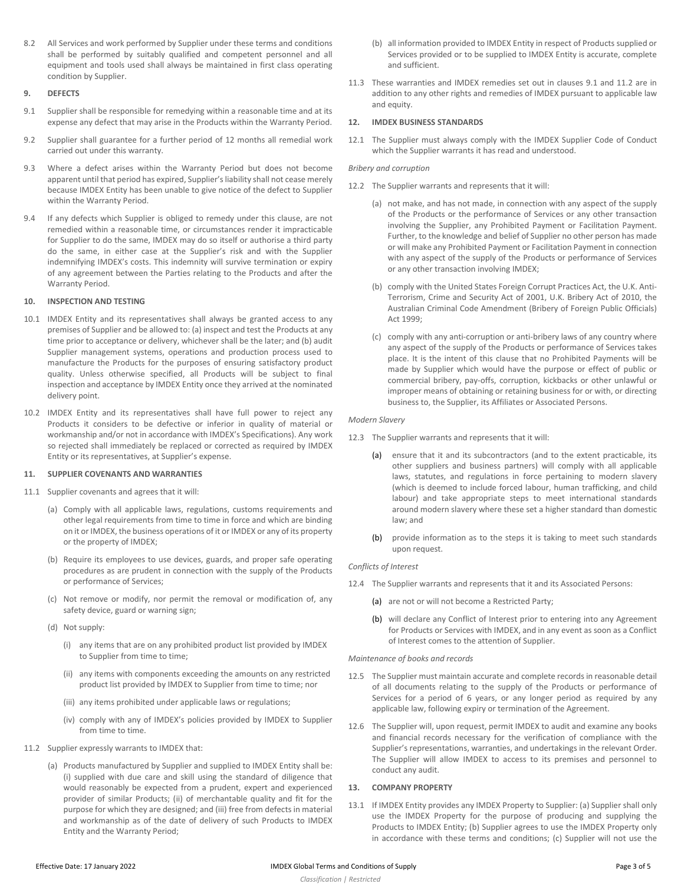8.2 All Services and work performed by Supplier under these terms and conditions shall be performed by suitably qualified and competent personnel and all equipment and tools used shall always be maintained in first class operating condition by Supplier.

**9. DEFECTS**

9.1 Supplier shall be responsible for remedying within a reasonable time and at its expense any defect that may arise in the Products within the Warranty Period.

9.2 Supplier shall guarantee for a further period of 12 months all remedial work carried out under this warranty.

9.3 Where a defect arises within the Warranty Period but does not become apparent until that period has expired, Supplier's liability shall not cease merely because IMDEX Entity has been unable to give notice of the defect to Supplier within the Warranty Period.

9.4 If any defects which Supplier is obliged to remedy under this clause, are not remedied within a reasonable time, or circumstances render it impracticable for Supplier to do the same, IMDEX may do so itself or authorise a third party do the same, in either case at the Supplier's risk and with the Supplier indemnifying IMDEX's costs. This indemnity will survive termination or expiry of any agreement between the Parties relating to the Products and after the Warranty Period.

**10. INSPECTION AND TESTING**

10.1 IMDEX Entity and its representatives shall always be granted access to any premises of Supplier and be allowed to: (a) inspect and test the Products at any time prior to acceptance or delivery, whichever shall be the later; and (b) audit Supplier management systems, operations and production process used to manufacture the Products for the purposes of ensuring satisfactory product quality. Unless otherwise specified, all Products will be subject to final inspection and acceptance by IMDEX Entity once they arrived at the nominated delivery point.

10.2 IMDEX Entity and its representatives shall have full power to reject any Products it considers to be defective or inferior in quality of material or workmanship and/or not in accordance with IMDEX's Specifications). Any work so rejected shall immediately be replaced or corrected as required by IMDEX Entity or its representatives, at Supplier's expense.

**11. SUPPLIER COVENANTS AND WARRANTIES**

11.1 Supplier covenants and agrees that it will:

(a) Comply with all applicable laws, regulations, customs requirements and other legal requirements from time to time in force and which are binding on it or IMDEX, the business operations of it or IMDEX or any of its property or the property of IMDEX;

(b) Require its employees to use devices, guards, and proper safe operating procedures as are prudent in connection with the supply of the Products or performance of Services;

(c) Not remove or modify, nor permit the removal or modification of, any safety device, guard or warning sign;

(d) Not supply:

(i) any items that are on any prohibited product list provided by IMDEX to Supplier from time to time;

(ii) any items with components exceeding the amounts on any restricted product list provided by IMDEX to Supplier from time to time; nor

(iii) any items prohibited under applicable laws or regulations;

(iv) comply with any of IMDEX's policies provided by IMDEX to Supplier from time to time.

11.2 Supplier expressly warrants to IMDEX that:

(a) Products manufactured by Supplier and supplied to IMDEX Entity shall be: (i) supplied with due care and skill using the standard of diligence that would reasonably be expected from a prudent, expert and experienced provider of similar Products; (ii) of merchantable quality and fit for the purpose for which they are designed; and (iii) free from defects in material and workmanship as of the date of delivery of such Products to IMDEX Entity and the Warranty Period;

(b) all information provided to IMDEX Entity in respect of Products supplied or Services provided or to be supplied to IMDEX Entity is accurate, complete and sufficient.

11.3 These warranties and IMDEX remedies set out in clauses 9.1 and 11.2 are in addition to any other rights and remedies of IMDEX pursuant to applicable law and equity.

**12. IMDEX BUSINESS STANDARDS**

12.1 The Supplier must always comply with the IMDEX Supplier Code of Conduct which the Supplier warrants it has read and understood.

*Bribery and corruption*

12.2 The Supplier warrants and represents that it will:

(a) not make, and has not made, in connection with any aspect of the supply of the Products or the performance of Services or any other transaction involving the Supplier, any Prohibited Payment or Facilitation Payment. Further, to the knowledge and belief of Supplier no other person has made or will make any Prohibited Payment or Facilitation Payment in connection with any aspect of the supply of the Products or performance of Services or any other transaction involving IMDEX;

(b) comply with the United States Foreign Corrupt Practices Act, the U.K. Anti-Terrorism, Crime and Security Act of 2001, U.K. Bribery Act of 2010, the Australian Criminal Code Amendment (Bribery of Foreign Public Officials) Act 1999;

(c) comply with any anti-corruption or anti-bribery laws of any country where any aspect of the supply of the Products or performance of Services takes place. It is the intent of this clause that no Prohibited Payments will be made by Supplier which would have the purpose or effect of public or commercial bribery, pay-offs, corruption, kickbacks or other unlawful or improper means of obtaining or retaining business for or with, or directing business to, the Supplier, its Affiliates or Associated Persons.

*Modern Slavery*

12.3 The Supplier warrants and represents that it will:

(a) ensure that it and its subcontractors (and to the extent practicable, its other suppliers and business partners) will comply with all applicable laws, statutes, and regulations in force pertaining to modern slavery (which is deemed to include forced labour, human trafficking, and child labour) and take appropriate steps to meet international standards around modern slavery where these set a higher standard than domestic law; and

(b) provide information as to the steps it is taking to meet such standards upon request.

*Conflicts of Interest*

12.4 The Supplier warrants and represents that it and its Associated Persons:

(a) are not or will not become a Restricted Party;

(b) will declare any Conflict of Interest prior to entering into any Agreement for Products or Services with IMDEX, and in any event as soon as a Conflict of Interest comes to the attention of Supplier.

*Maintenance of books and records*

12.5 The Supplier must maintain accurate and complete records in reasonable detail of all documents relating to the supply of the Products or performance of Services for a period of 6 years, or any longer period as required by any applicable law, following expiry or termination of the Agreement.

12.6 The Supplier will, upon request, permit IMDEX to audit and examine any books and financial records necessary for the verification of compliance with the Supplier's representations, warranties, and undertakings in the relevant Order. The Supplier will allow IMDEX to access to its premises and personnel to conduct any audit.

**13. COMPANY PROPERTY**

13.1 If IMDEX Entity provides any IMDEX Property to Supplier: (a) Supplier shall only use the IMDEX Property for the purpose of producing and supplying the Products to IMDEX Entity; (b) Supplier agrees to use the IMDEX Property only in accordance with these terms and conditions; (c) Supplier will not use the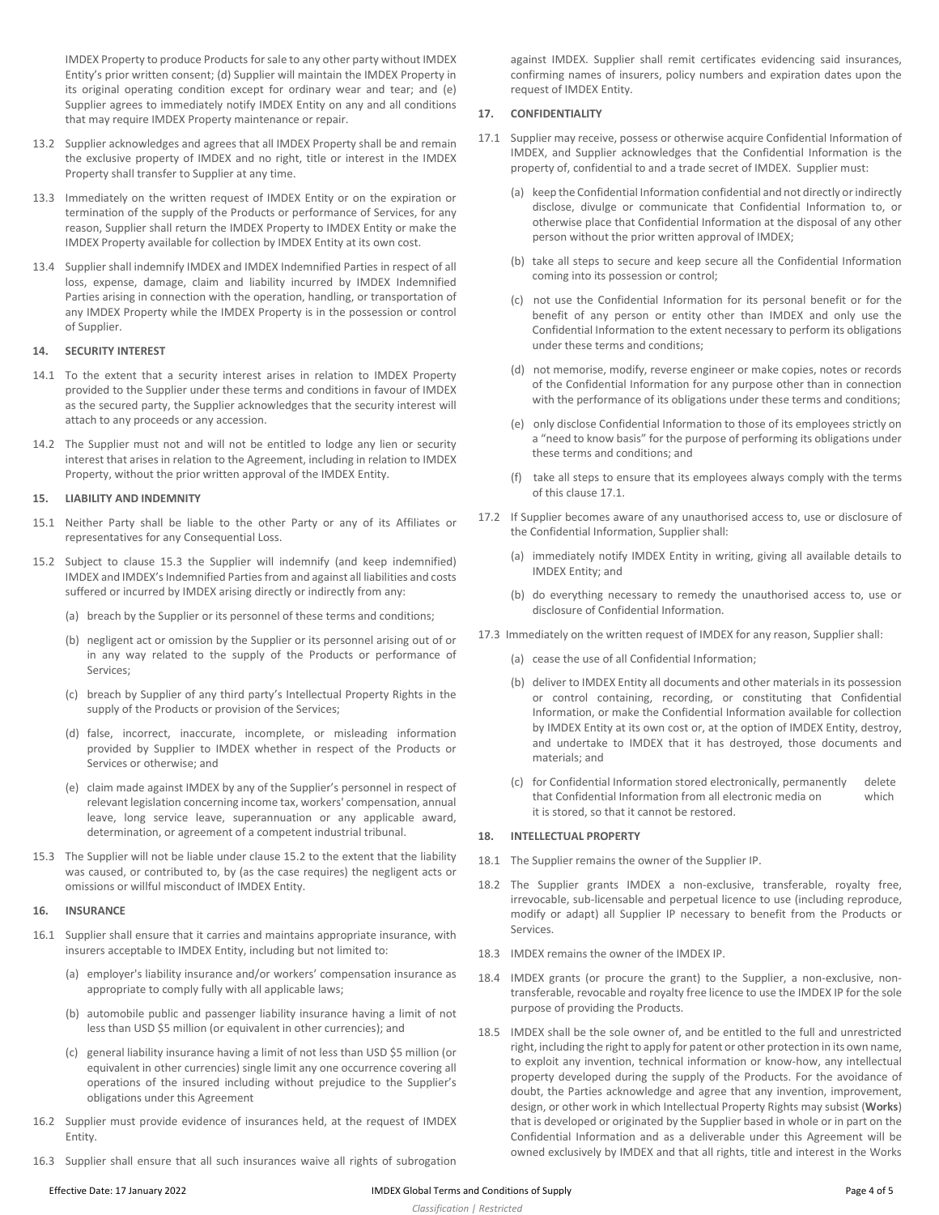IMDEX Property to produce Products for sale to any other party without IMDEX Entity's prior written consent; (d) Supplier will maintain the IMDEX Property in its original operating condition except for ordinary wear and tear; and (e) Supplier agrees to immediately notify IMDEX Entity on any and all conditions that may require IMDEX Property maintenance or repair.

13.2 Supplier acknowledges and agrees that all IMDEX Property shall be and remain the exclusive property of IMDEX and no right, title or interest in the IMDEX Property shall transfer to Supplier at any time.

13.3 Immediately on the written request of IMDEX Entity or on the expiration or termination of the supply of the Products or performance of Services, for any reason, Supplier shall return the IMDEX Property to IMDEX Entity or make the IMDEX Property available for collection by IMDEX Entity at its own cost.

13.4 Supplier shall indemnify IMDEX and IMDEX Indemnified Parties in respect of all loss, expense, damage, claim and liability incurred by IMDEX Indemnified Parties arising in connection with the operation, handling, or transportation of any IMDEX Property while the IMDEX Property is in the possession or control of Supplier.

**14. SECURITY INTEREST**

14.1 To the extent that a security interest arises in relation to IMDEX Property provided to the Supplier under these terms and conditions in favour of IMDEX as the secured party, the Supplier acknowledges that the security interest will attach to any proceeds or any accession.

14.2 The Supplier must not and will not be entitled to lodge any lien or security interest that arises in relation to the Agreement, including in relation to IMDEX Property, without the prior written approval of the IMDEX Entity.

**15. LIABILITY AND INDEMNITY**

15.1 Neither Party shall be liable to the other Party or any of its Affiliates or representatives for any Consequential Loss.

15.2 Subject to clause 15.3 the Supplier will indemnify (and keep indemnified) IMDEX and IMDEX's Indemnified Parties from and against all liabilities and costs suffered or incurred by IMDEX arising directly or indirectly from any:

(a) breach by the Supplier or its personnel of these terms and conditions;

(b) negligent act or omission by the Supplier or its personnel arising out of or in any way related to the supply of the Products or performance of Services;

(c) breach by Supplier of any third party's Intellectual Property Rights in the supply of the Products or provision of the Services;

(d) false, incorrect, inaccurate, incomplete, or misleading information provided by Supplier to IMDEX whether in respect of the Products or Services or otherwise; and

(e) claim made against IMDEX by any of the Supplier's personnel in respect of relevant legislation concerning income tax, workers' compensation, annual leave, long service leave, superannuation or any applicable award, determination, or agreement of a competent industrial tribunal.

15.3 The Supplier will not be liable under clause 15.2 to the extent that the liability was caused, or contributed to, by (as the case requires) the negligent acts or omissions or willful misconduct of IMDEX Entity.

**16. INSURANCE**

16.1 Supplier shall ensure that it carries and maintains appropriate insurance, with insurers acceptable to IMDEX Entity, including but not limited to:

(a) employer's liability insurance and/or workers' compensation insurance as appropriate to comply fully with all applicable laws;

(b) automobile public and passenger liability insurance having a limit of not less than USD $5 million (or equivalent in other currencies); and

(c) general liability insurance having a limit of not less than USD $5 million (or equivalent in other currencies) single limit any one occurrence covering all operations of the insured including without prejudice to the Supplier's obligations under this Agreement

16.2 Supplier must provide evidence of insurances held, at the request of IMDEX Entity.

16.3 Supplier shall ensure that all such insurances waive all rights of subrogation against IMDEX. Supplier shall remit certificates evidencing said insurances, confirming names of insurers, policy numbers and expiration dates upon the request of IMDEX Entity.

**17. CONFIDENTIALITY**

17.1 Supplier may receive, possess or otherwise acquire Confidential Information of IMDEX, and Supplier acknowledges that the Confidential Information is the property of, confidential to and a trade secret of IMDEX. Supplier must:

(a) keep the Confidential Information confidential and not directly or indirectly disclose, divulge or communicate that Confidential Information to, or otherwise place that Confidential Information at the disposal of any other person without the prior written approval of IMDEX;

(b) take all steps to secure and keep secure all the Confidential Information coming into its possession or control;

(c) not use the Confidential Information for its personal benefit or for the benefit of any person or entity other than IMDEX and only use the Confidential Information to the extent necessary to perform its obligations under these terms and conditions;

(d) not memorise, modify, reverse engineer or make copies, notes or records of the Confidential Information for any purpose other than in connection with the performance of its obligations under these terms and conditions;

(e) only disclose Confidential Information to those of its employees strictly on a "need to know basis" for the purpose of performing its obligations under these terms and conditions; and

(f) take all steps to ensure that its employees always comply with the terms of this clause 17.1.

17.2 If Supplier becomes aware of any unauthorised access to, use or disclosure of the Confidential Information, Supplier shall:

(a) immediately notify IMDEX Entity in writing, giving all available details to IMDEX Entity; and

(b) do everything necessary to remedy the unauthorised access to, use or disclosure of Confidential Information.

17.3 Immediately on the written request of IMDEX for any reason, Supplier shall:

(a) cease the use of all Confidential Information;

(b) deliver to IMDEX Entity all documents and other materials in its possession or control containing, recording, or constituting that Confidential Information, or make the Confidential Information available for collection by IMDEX Entity at its own cost or, at the option of IMDEX Entity, destroy, and undertake to IMDEX that it has destroyed, those documents and materials; and

(c) for Confidential Information stored electronically, permanently delete that Confidential Information from all electronic media on which it is stored, so that it cannot be restored.

**18. INTELLECTUAL PROPERTY**

18.1 The Supplier remains the owner of the Supplier IP.

18.2 The Supplier grants IMDEX a non-exclusive, transferable, royalty free, irrevocable, sub-licensable and perpetual licence to use (including reproduce, modify or adapt) all Supplier IP necessary to benefit from the Products or Services.

18.3 IMDEX remains the owner of the IMDEX IP.

18.4 IMDEX grants (or procure the grant) to the Supplier, a non-exclusive, non-transferable, revocable and royalty free licence to use the IMDEX IP for the sole purpose of providing the Products.

18.5 IMDEX shall be the sole owner of, and be entitled to the full and unrestricted right, including the right to apply for patent or other protection in its own name, to exploit any invention, technical information or know-how, any intellectual property developed during the supply of the Products. For the avoidance of doubt, the Parties acknowledge and agree that any invention, improvement, design, or other work in which Intellectual Property Rights may subsist (**Works**) that is developed or originated by the Supplier based in whole or in part on the Confidential Information and as a deliverable under this Agreement will be owned exclusively by IMDEX and that all rights, title and interest in the Works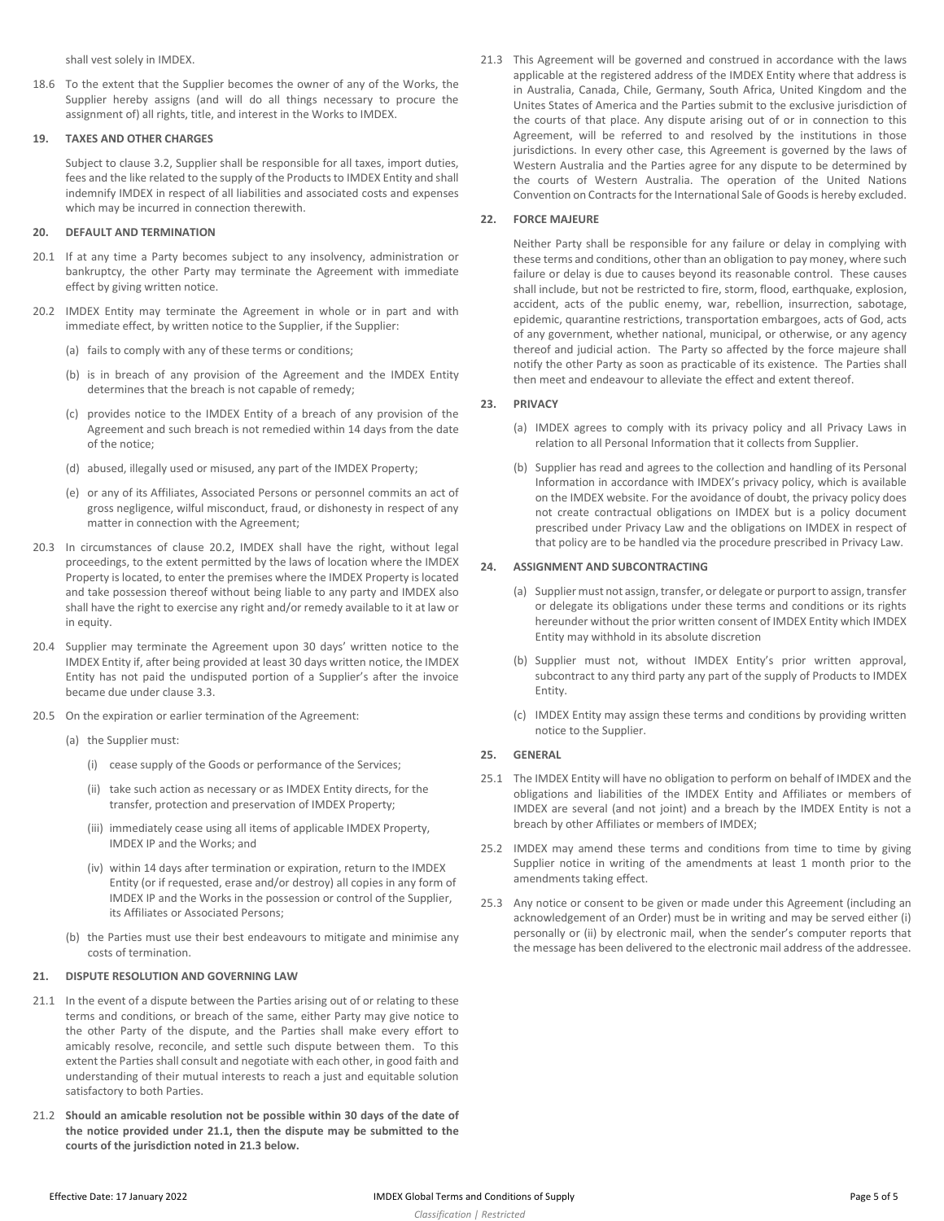shall vest solely in IMDEX.

18.6 To the extent that the Supplier becomes the owner of any of the Works, the Supplier hereby assigns (and will do all things necessary to procure the assignment of) all rights, title, and interest in the Works to IMDEX.

## 19. TAXES AND OTHER CHARGES

Subject to clause 3.2, Supplier shall be responsible for all taxes, import duties, fees and the like related to the supply of the Products to IMDEX Entity and shall indemnify IMDEX in respect of all liabilities and associated costs and expenses which may be incurred in connection therewith.

## 20. DEFAULT AND TERMINATION

20.1 If at any time a Party becomes subject to any insolvency, administration or bankruptcy, the other Party may terminate the Agreement with immediate effect by giving written notice.

20.2 IMDEX Entity may terminate the Agreement in whole or in part and with immediate effect, by written notice to the Supplier, if the Supplier:

(a) fails to comply with any of these terms or conditions;

(b) is in breach of any provision of the Agreement and the IMDEX Entity determines that the breach is not capable of remedy;

(c) provides notice to the IMDEX Entity of a breach of any provision of the Agreement and such breach is not remedied within 14 days from the date of the notice;

(d) abused, illegally used or misused, any part of the IMDEX Property;

(e) or any of its Affiliates, Associated Persons or personnel commits an act of gross negligence, wilful misconduct, fraud, or dishonesty in respect of any matter in connection with the Agreement;

20.3 In circumstances of clause 20.2, IMDEX shall have the right, without legal proceedings, to the extent permitted by the laws of location where the IMDEX Property is located, to enter the premises where the IMDEX Property is located and take possession thereof without being liable to any party and IMDEX also shall have the right to exercise any right and/or remedy available to it at law or in equity.

20.4 Supplier may terminate the Agreement upon 30 days' written notice to the IMDEX Entity if, after being provided at least 30 days written notice, the IMDEX Entity has not paid the undisputed portion of a Supplier's after the invoice became due under clause 3.3.

20.5 On the expiration or earlier termination of the Agreement:

(a) the Supplier must:

(i) cease supply of the Goods or performance of the Services;

(ii) take such action as necessary or as IMDEX Entity directs, for the transfer, protection and preservation of IMDEX Property;

(iii) immediately cease using all items of applicable IMDEX Property, IMDEX IP and the Works; and

(iv) within 14 days after termination or expiration, return to the IMDEX Entity (or if requested, erase and/or destroy) all copies in any form of IMDEX IP and the Works in the possession or control of the Supplier, its Affiliates or Associated Persons;

(b) the Parties must use their best endeavours to mitigate and minimise any costs of termination.

## 21. DISPUTE RESOLUTION AND GOVERNING LAW

21.1 In the event of a dispute between the Parties arising out of or relating to these terms and conditions, or breach of the same, either Party may give notice to the other Party of the dispute, and the Parties shall make every effort to amicably resolve, reconcile, and settle such dispute between them. To this extent the Parties shall consult and negotiate with each other, in good faith and understanding of their mutual interests to reach a just and equitable solution satisfactory to both Parties.

21.2 **Should an amicable resolution not be possible within 30 days of the date of the notice provided under 21.1, then the dispute may be submitted to the courts of the jurisdiction noted in 21.3 below.**

21.3 This Agreement will be governed and construed in accordance with the laws applicable at the registered address of the IMDEX Entity where that address is in Australia, Canada, Chile, Germany, South Africa, United Kingdom and the Unites States of America and the Parties submit to the exclusive jurisdiction of the courts of that place. Any dispute arising out of or in connection to this Agreement, will be referred to and resolved by the institutions in those jurisdictions. In every other case, this Agreement is governed by the laws of Western Australia and the Parties agree for any dispute to be determined by the courts of Western Australia. The operation of the United Nations Convention on Contracts for the International Sale of Goods is hereby excluded.

## 22. FORCE MAJEURE

Neither Party shall be responsible for any failure or delay in complying with these terms and conditions, other than an obligation to pay money, where such failure or delay is due to causes beyond its reasonable control. These causes shall include, but not be restricted to fire, storm, flood, earthquake, explosion, accident, acts of the public enemy, war, rebellion, insurrection, sabotage, epidemic, quarantine restrictions, transportation embargoes, acts of God, acts of any government, whether national, municipal, or otherwise, or any agency thereof and judicial action. The Party so affected by the force majeure shall notify the other Party as soon as practicable of its existence. The Parties shall then meet and endeavour to alleviate the effect and extent thereof.

## 23. PRIVACY

(a) IMDEX agrees to comply with its privacy policy and all Privacy Laws in relation to all Personal Information that it collects from Supplier.

(b) Supplier has read and agrees to the collection and handling of its Personal Information in accordance with IMDEX's privacy policy, which is available on the IMDEX website. For the avoidance of doubt, the privacy policy does not create contractual obligations on IMDEX but is a policy document prescribed under Privacy Law and the obligations on IMDEX in respect of that policy are to be handled via the procedure prescribed in Privacy Law.

## 24. ASSIGNMENT AND SUBCONTRACTING

(a) Supplier must not assign, transfer, or delegate or purport to assign, transfer or delegate its obligations under these terms and conditions or its rights hereunder without the prior written consent of IMDEX Entity which IMDEX Entity may withhold in its absolute discretion

(b) Supplier must not, without IMDEX Entity's prior written approval, subcontract to any third party any part of the supply of Products to IMDEX Entity.

(c) IMDEX Entity may assign these terms and conditions by providing written notice to the Supplier.

## 25. GENERAL

25.1 The IMDEX Entity will have no obligation to perform on behalf of IMDEX and the obligations and liabilities of the IMDEX Entity and Affiliates or members of IMDEX are several (and not joint) and a breach by the IMDEX Entity is not a breach by other Affiliates or members of IMDEX;

25.2 IMDEX may amend these terms and conditions from time to time by giving Supplier notice in writing of the amendments at least 1 month prior to the amendments taking effect.

25.3 Any notice or consent to be given or made under this Agreement (including an acknowledgement of an Order) must be in writing and may be served either (i) personally or (ii) by electronic mail, when the sender's computer reports that the message has been delivered to the electronic mail address of the addressee.